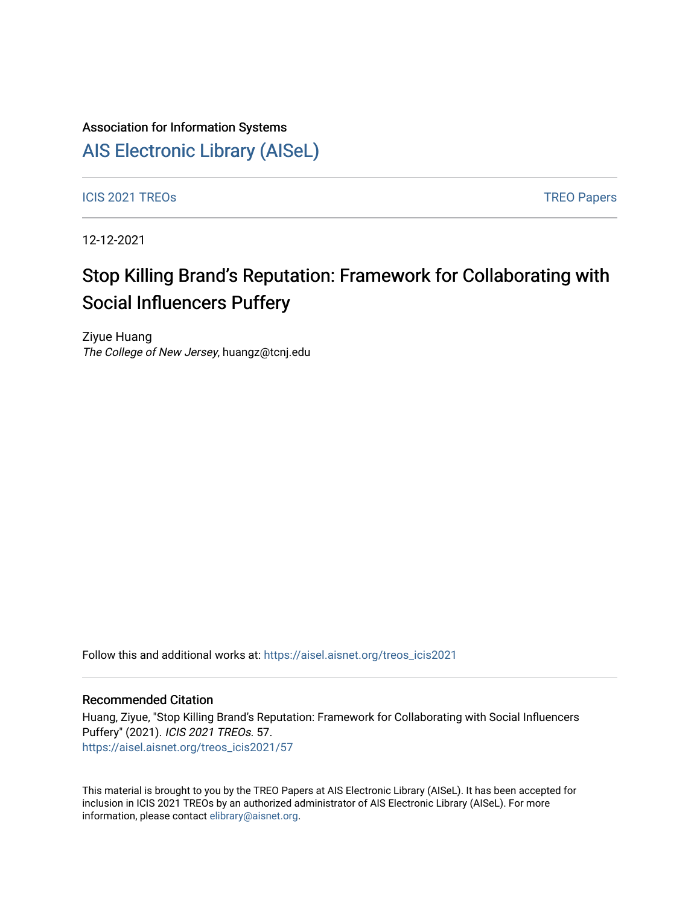Association for Information Systems

# AIS Electronic Library (AISeL)

ICIS 2021 TREOs | TREO Papers

12-12-2021

# Stop Killing Brand's Reputation: Framework for Collaborating with Social Influencers Puffery

Ziyue Huang
*The College of New Jersey*, huangz@tcnj.edu

Follow this and additional works at: https://aisel.aisnet.org/treos_icis2021

## Recommended Citation

Huang, Ziyue, "Stop Killing Brand's Reputation: Framework for Collaborating with Social Influencers Puffery" (2021). *ICIS 2021 TREOs*. 57.
https://aisel.aisnet.org/treos_icis2021/57

This material is brought to you by the TREO Papers at AIS Electronic Library (AISeL). It has been accepted for inclusion in ICIS 2021 TREOs by an authorized administrator of AIS Electronic Library (AISeL). For more information, please contact elibrary@aisnet.org.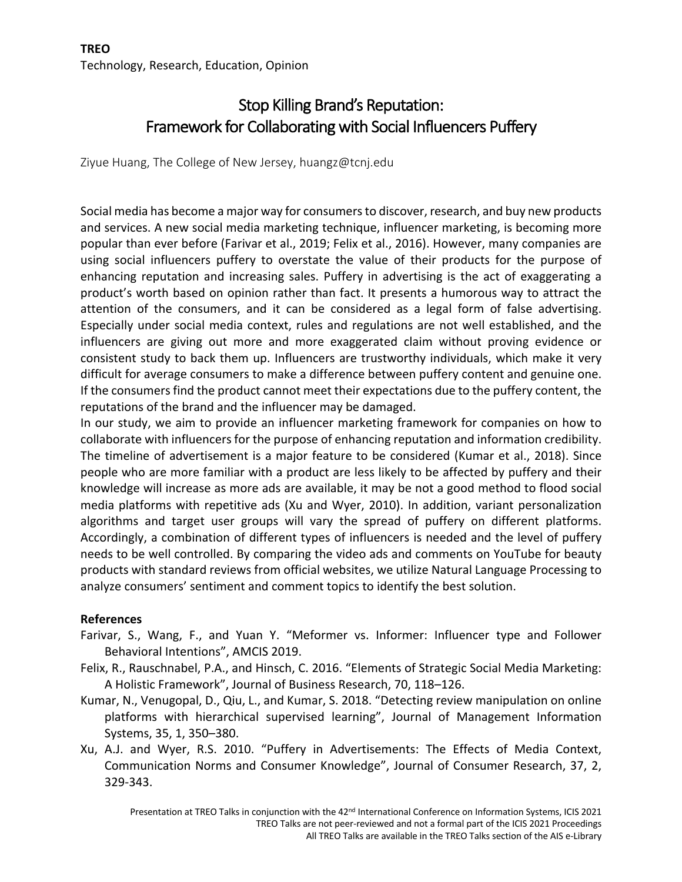**TREO**

Technology, Research, Education, Opinion

# Stop Killing Brand's Reputation: Framework for Collaborating with Social Influencers Puffery

Ziyue Huang, The College of New Jersey, huangz@tcnj.edu

Social media has become a major way for consumers to discover, research, and buy new products and services. A new social media marketing technique, influencer marketing, is becoming more popular than ever before (Farivar et al., 2019; Felix et al., 2016). However, many companies are using social influencers puffery to overstate the value of their products for the purpose of enhancing reputation and increasing sales. Puffery in advertising is the act of exaggerating a product's worth based on opinion rather than fact. It presents a humorous way to attract the attention of the consumers, and it can be considered as a legal form of false advertising. Especially under social media context, rules and regulations are not well established, and the influencers are giving out more and more exaggerated claim without proving evidence or consistent study to back them up. Influencers are trustworthy individuals, which make it very difficult for average consumers to make a difference between puffery content and genuine one. If the consumers find the product cannot meet their expectations due to the puffery content, the reputations of the brand and the influencer may be damaged.

In our study, we aim to provide an influencer marketing framework for companies on how to collaborate with influencers for the purpose of enhancing reputation and information credibility. The timeline of advertisement is a major feature to be considered (Kumar et al., 2018). Since people who are more familiar with a product are less likely to be affected by puffery and their knowledge will increase as more ads are available, it may be not a good method to flood social media platforms with repetitive ads (Xu and Wyer, 2010). In addition, variant personalization algorithms and target user groups will vary the spread of puffery on different platforms. Accordingly, a combination of different types of influencers is needed and the level of puffery needs to be well controlled. By comparing the video ads and comments on YouTube for beauty products with standard reviews from official websites, we utilize Natural Language Processing to analyze consumers' sentiment and comment topics to identify the best solution.

**References**

Farivar, S., Wang, F., and Yuan Y. "Meformer vs. Informer: Influencer type and Follower Behavioral Intentions", AMCIS 2019.

Felix, R., Rauschnabel, P.A., and Hinsch, C. 2016. "Elements of Strategic Social Media Marketing: A Holistic Framework", Journal of Business Research, 70, 118–126.

Kumar, N., Venugopal, D., Qiu, L., and Kumar, S. 2018. "Detecting review manipulation on online platforms with hierarchical supervised learning", Journal of Management Information Systems, 35, 1, 350–380.

Xu, A.J. and Wyer, R.S. 2010. "Puffery in Advertisements: The Effects of Media Context, Communication Norms and Consumer Knowledge", Journal of Consumer Research, 37, 2, 329-343.

Presentation at TREO Talks in conjunction with the 42nd International Conference on Information Systems, ICIS 2021
TREO Talks are not peer-reviewed and not a formal part of the ICIS 2021 Proceedings
All TREO Talks are available in the TREO Talks section of the AIS e-Library